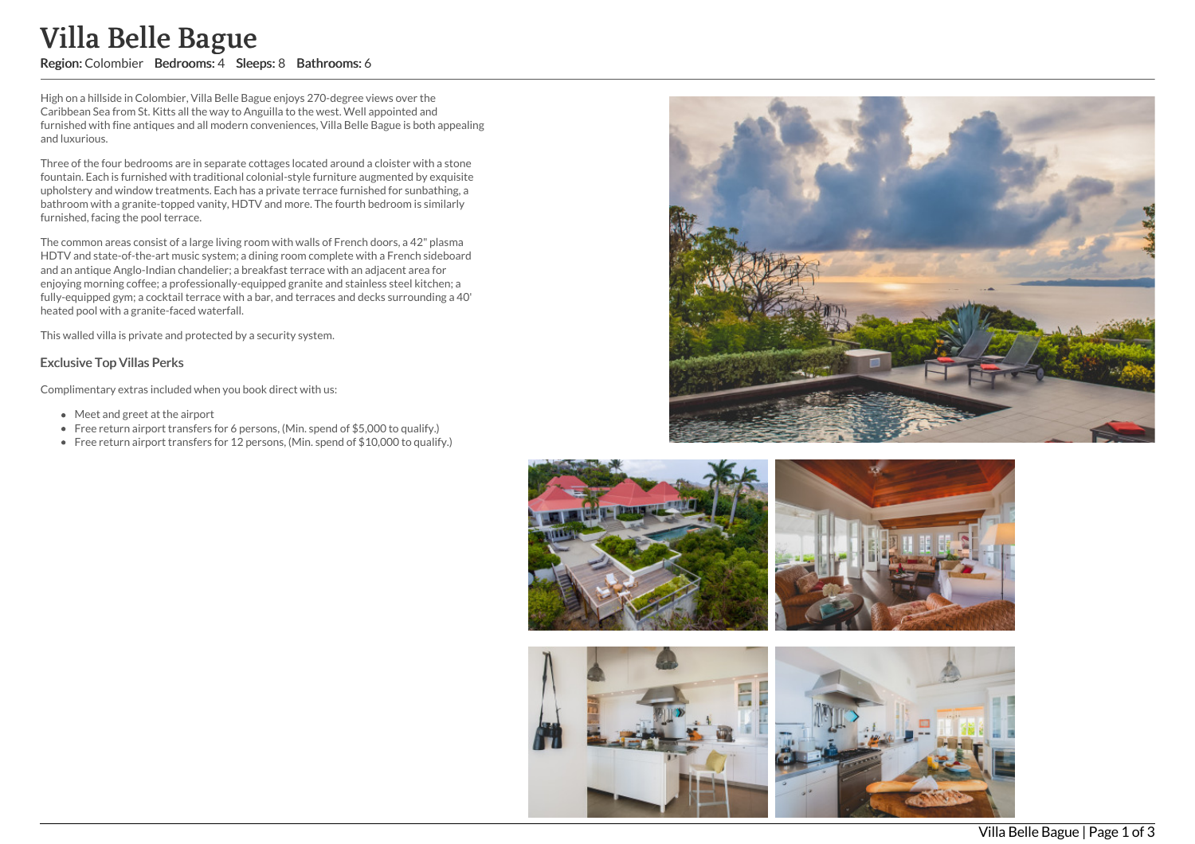# Villa Belle Bague

**Region:** Colombier **Bedrooms:** 4 **Sleeps:** 8 **Bathrooms:** 6

High on a hillside in Colombier, Villa Belle Bague enjoys 270-degree views over the Caribbean Sea from St. Kitts all the way to Anguilla to the west. Well appointed and furnished with fine antiques and all modern conveniences, Villa Belle Bague is both appealing and luxurious.

Three of the four bedrooms are in separate cottages located around a cloister with a stone fountain. Each is furnished with traditional colonial-style furniture augmented by exquisite upholstery and window treatments. Each has a private terrace furnished for sunbathing, a bathroom with a granite-topped vanity, HDTV and more. The fourth bedroom is similarly furnished, facing the pool terrace.

The common areas consist of a large living room with walls of French doors, a 42" plasma HDTV and state-of-the-art music system; a dining room complete with a French sideboard and an antique Anglo-Indian chandelier; a breakfast terrace with an adjacent area for enjoying morning coffee; a professionally-equipped granite and stainless steel kitchen; a fully-equipped gym; a cocktail terrace with a bar, and terraces and decks surrounding a 40' heated pool with a granite-faced waterfall.

This walled villa is private and protected by a security system.

### Exclusive Top Villas Perks

Complimentary extras included when you book direct with us:

- Meet and greet at the airport
- Free return airport transfers for 6 persons, (Min. spend of $5,000 to qualify.)
- Free return airport transfers for 12 persons, (Min. spend of $10,000 to qualify.)